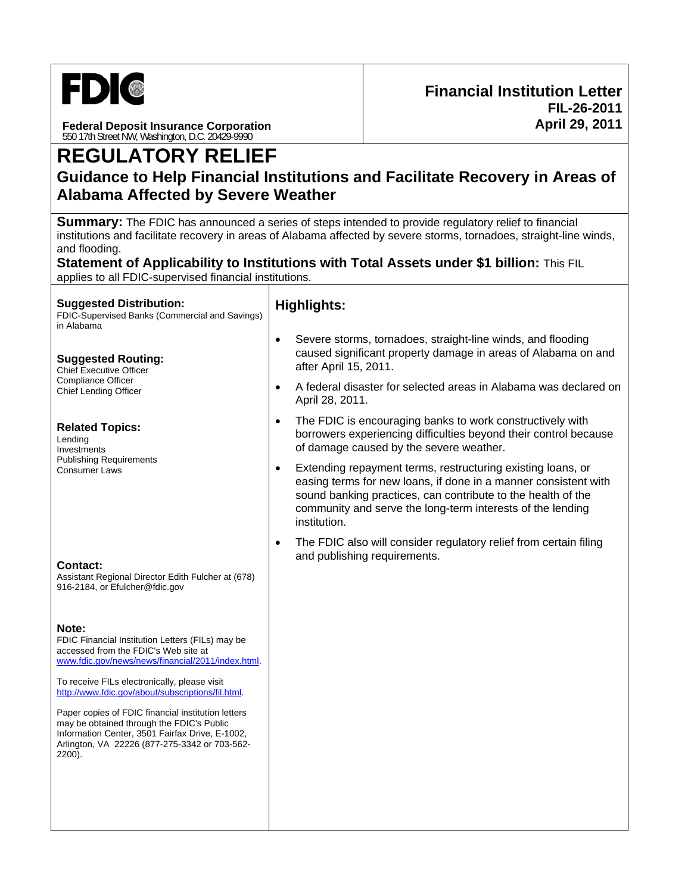**FDIC**

**Federal Deposit Insurance Corporation**
550 17th Street NW, Washington, D.C. 20429-9990

**Financial Institution Letter**
**FIL-26-2011**
**April 29, 2011**

# REGULATORY RELIEF

## Guidance to Help Financial Institutions and Facilitate Recovery in Areas of Alabama Affected by Severe Weather

**Summary:** The FDIC has announced a series of steps intended to provide regulatory relief to financial institutions and facilitate recovery in areas of Alabama affected by severe storms, tornadoes, straight-line winds, and flooding.

**Statement of Applicability to Institutions with Total Assets under $1 billion:** This FIL applies to all FDIC-supervised financial institutions.

**Suggested Distribution:**
FDIC-Supervised Banks (Commercial and Savings) in Alabama

**Suggested Routing:**
Chief Executive Officer
Compliance Officer
Chief Lending Officer

**Related Topics:**
Lending
Investments
Publishing Requirements
Consumer Laws

**Contact:**
Assistant Regional Director Edith Fulcher at (678) 916-2184, or Efulcher@fdic.gov

**Note:**
FDIC Financial Institution Letters (FILs) may be accessed from the FDIC's Web site at www.fdic.gov/news/news/financial/2011/index.html.

To receive FILs electronically, please visit http://www.fdic.gov/about/subscriptions/fil.html.

Paper copies of FDIC financial institution letters may be obtained through the FDIC's Public Information Center, 3501 Fairfax Drive, E-1002, Arlington, VA 22226 (877-275-3342 or 703-562-2200).

### Highlights:

- Severe storms, tornadoes, straight-line winds, and flooding caused significant property damage in areas of Alabama on and after April 15, 2011.
- A federal disaster for selected areas in Alabama was declared on April 28, 2011.
- The FDIC is encouraging banks to work constructively with borrowers experiencing difficulties beyond their control because of damage caused by the severe weather.
- Extending repayment terms, restructuring existing loans, or easing terms for new loans, if done in a manner consistent with sound banking practices, can contribute to the health of the community and serve the long-term interests of the lending institution.
- The FDIC also will consider regulatory relief from certain filing and publishing requirements.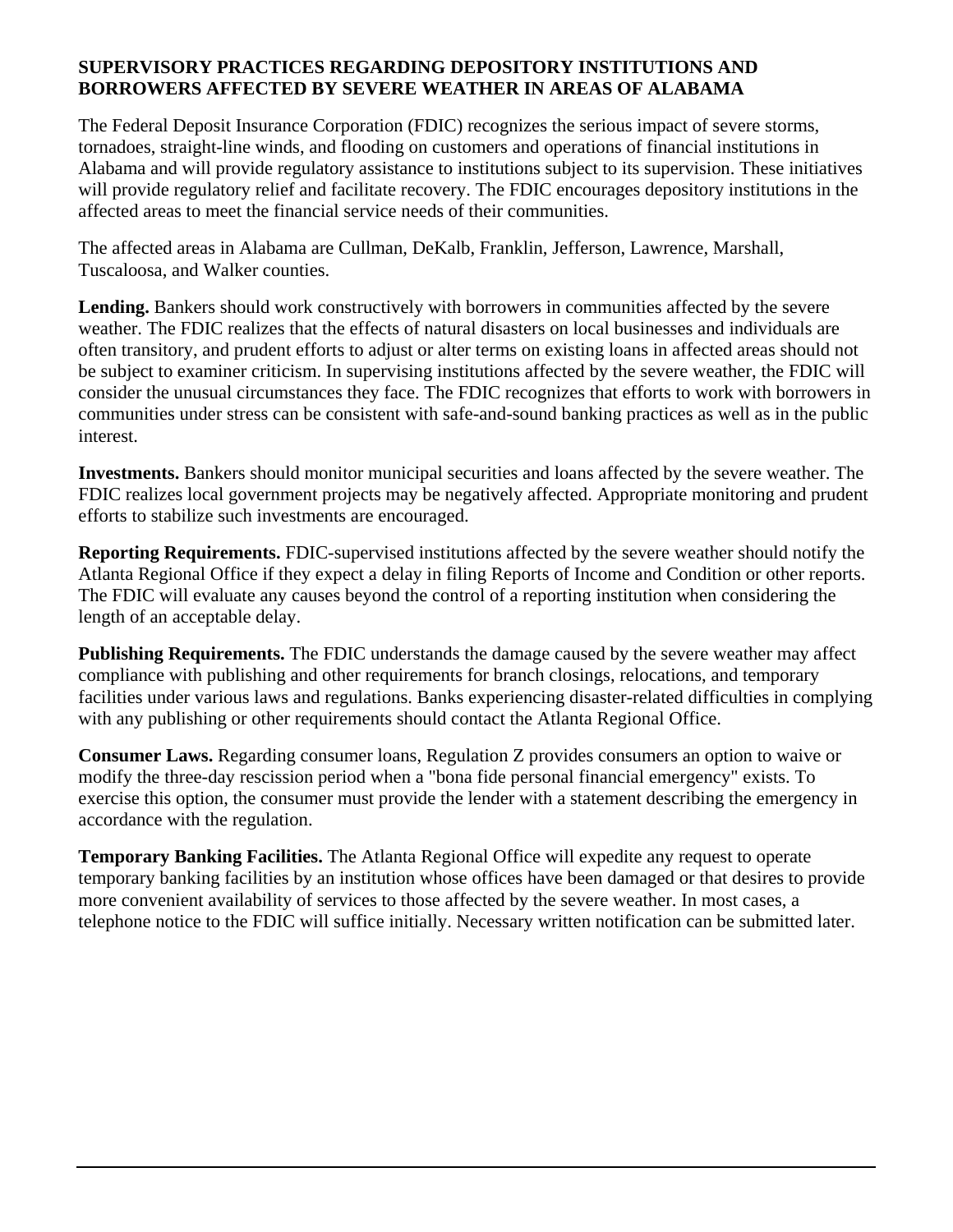**SUPERVISORY PRACTICES REGARDING DEPOSITORY INSTITUTIONS AND BORROWERS AFFECTED BY SEVERE WEATHER IN AREAS OF ALABAMA**

The Federal Deposit Insurance Corporation (FDIC) recognizes the serious impact of severe storms, tornadoes, straight-line winds, and flooding on customers and operations of financial institutions in Alabama and will provide regulatory assistance to institutions subject to its supervision. These initiatives will provide regulatory relief and facilitate recovery. The FDIC encourages depository institutions in the affected areas to meet the financial service needs of their communities.

The affected areas in Alabama are Cullman, DeKalb, Franklin, Jefferson, Lawrence, Marshall, Tuscaloosa, and Walker counties.

**Lending.** Bankers should work constructively with borrowers in communities affected by the severe weather. The FDIC realizes that the effects of natural disasters on local businesses and individuals are often transitory, and prudent efforts to adjust or alter terms on existing loans in affected areas should not be subject to examiner criticism. In supervising institutions affected by the severe weather, the FDIC will consider the unusual circumstances they face. The FDIC recognizes that efforts to work with borrowers in communities under stress can be consistent with safe-and-sound banking practices as well as in the public interest.

**Investments.** Bankers should monitor municipal securities and loans affected by the severe weather. The FDIC realizes local government projects may be negatively affected. Appropriate monitoring and prudent efforts to stabilize such investments are encouraged.

**Reporting Requirements.** FDIC-supervised institutions affected by the severe weather should notify the Atlanta Regional Office if they expect a delay in filing Reports of Income and Condition or other reports. The FDIC will evaluate any causes beyond the control of a reporting institution when considering the length of an acceptable delay.

**Publishing Requirements.** The FDIC understands the damage caused by the severe weather may affect compliance with publishing and other requirements for branch closings, relocations, and temporary facilities under various laws and regulations. Banks experiencing disaster-related difficulties in complying with any publishing or other requirements should contact the Atlanta Regional Office.

**Consumer Laws.** Regarding consumer loans, Regulation Z provides consumers an option to waive or modify the three-day rescission period when a "bona fide personal financial emergency" exists. To exercise this option, the consumer must provide the lender with a statement describing the emergency in accordance with the regulation.

**Temporary Banking Facilities.** The Atlanta Regional Office will expedite any request to operate temporary banking facilities by an institution whose offices have been damaged or that desires to provide more convenient availability of services to those affected by the severe weather. In most cases, a telephone notice to the FDIC will suffice initially. Necessary written notification can be submitted later.